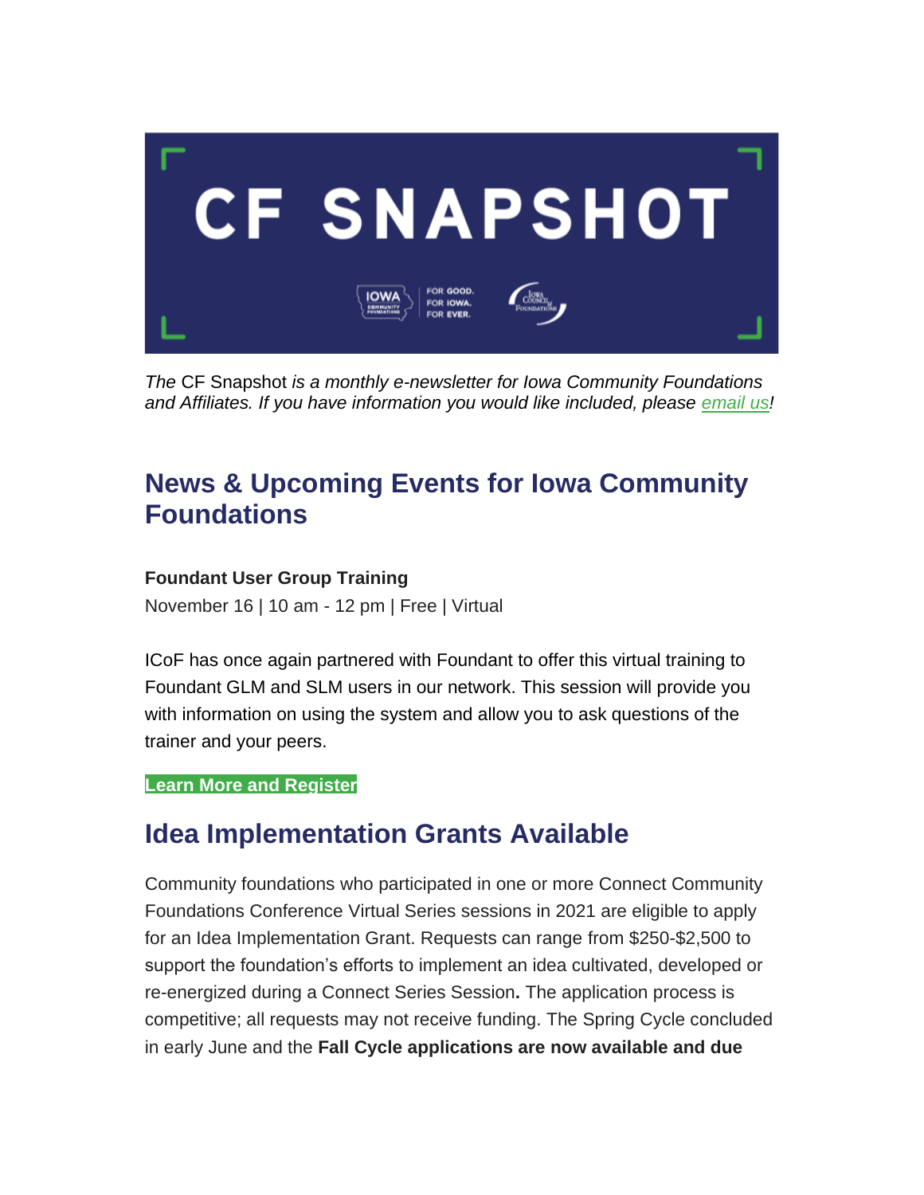# CF SNAPSHOT

*The* CF Snapshot *is a monthly e-newsletter for Iowa Community Foundations and Affiliates. If you have information you would like included, please email us!*

## News & Upcoming Events for Iowa Community Foundations

**Foundant User Group Training**

November 16 | 10 am - 12 pm | Free | Virtual

ICoF has once again partnered with Foundant to offer this virtual training to Foundant GLM and SLM users in our network. This session will provide you with information on using the system and allow you to ask questions of the trainer and your peers.

**Learn More and Register**

## Idea Implementation Grants Available

Community foundations who participated in one or more Connect Community Foundations Conference Virtual Series sessions in 2021 are eligible to apply for an Idea Implementation Grant. Requests can range from $250-$2,500 to support the foundation's efforts to implement an idea cultivated, developed or re-energized during a Connect Series Session**.** The application process is competitive; all requests may not receive funding. The Spring Cycle concluded in early June and the **Fall Cycle applications are now available and due**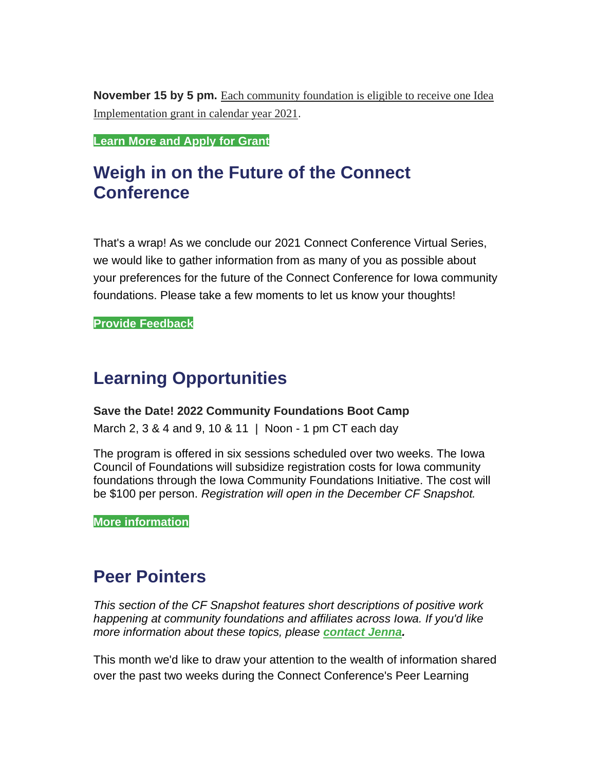**November 15 by 5 pm.** Each community foundation is eligible to receive one Idea Implementation grant in calendar year 2021.

**Learn More and Apply for Grant**

## Weigh in on the Future of the Connect Conference

That's a wrap! As we conclude our 2021 Connect Conference Virtual Series, we would like to gather information from as many of you as possible about your preferences for the future of the Connect Conference for Iowa community foundations. Please take a few moments to let us know your thoughts!

**Provide Feedback**

## Learning Opportunities

**Save the Date! 2022 Community Foundations Boot Camp**
March 2, 3 & 4 and 9, 10 & 11 | Noon - 1 pm CT each day

The program is offered in six sessions scheduled over two weeks. The Iowa Council of Foundations will subsidize registration costs for Iowa community foundations through the Iowa Community Foundations Initiative. The cost will be $100 per person. *Registration will open in the December CF Snapshot.*

**More information**

## Peer Pointers

*This section of the CF Snapshot features short descriptions of positive work happening at community foundations and affiliates across Iowa. If you'd like more information about these topics, please* ***contact Jenna.***

This month we'd like to draw your attention to the wealth of information shared over the past two weeks during the Connect Conference's Peer Learning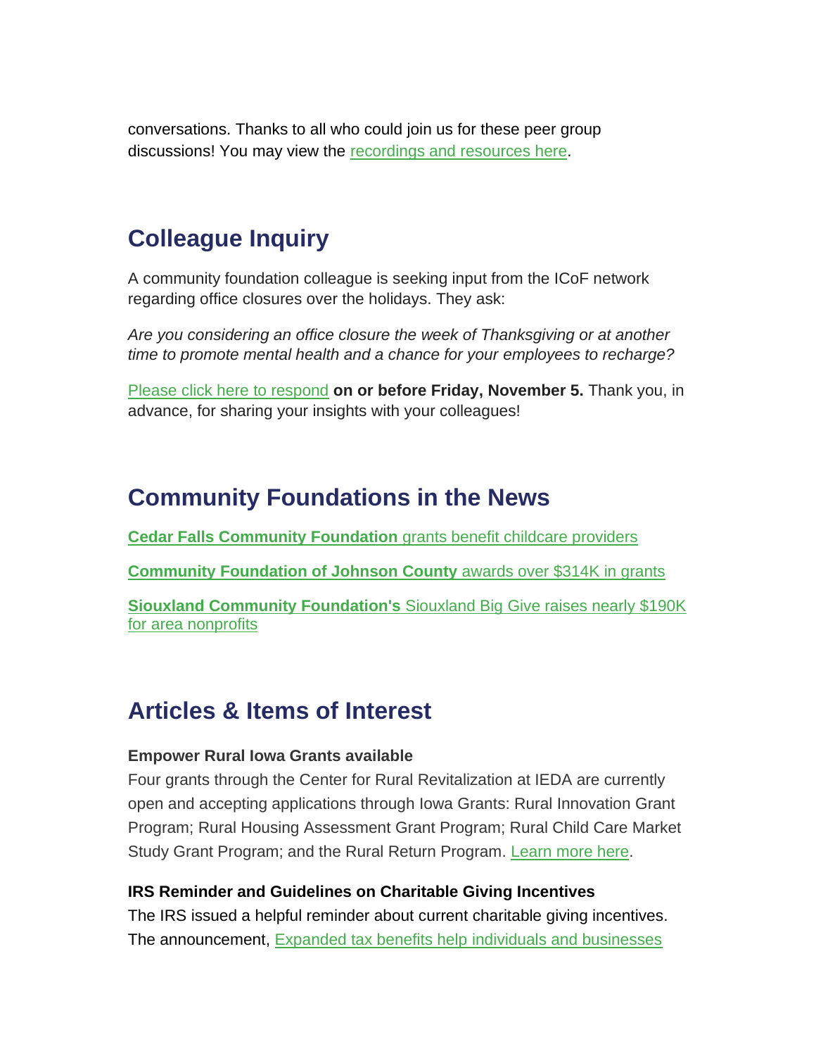conversations. Thanks to all who could join us for these peer group discussions! You may view the recordings and resources here.

## Colleague Inquiry

A community foundation colleague is seeking input from the ICoF network regarding office closures over the holidays. They ask:

*Are you considering an office closure the week of Thanksgiving or at another time to promote mental health and a chance for your employees to recharge?*

Please click here to respond **on or before Friday, November 5.** Thank you, in advance, for sharing your insights with your colleagues!

## Community Foundations in the News

**Cedar Falls Community Foundation** grants benefit childcare providers

**Community Foundation of Johnson County** awards over $314K in grants

**Siouxland Community Foundation's** Siouxland Big Give raises nearly $190K for area nonprofits

## Articles & Items of Interest

**Empower Rural Iowa Grants available**
Four grants through the Center for Rural Revitalization at IEDA are currently open and accepting applications through Iowa Grants: Rural Innovation Grant Program; Rural Housing Assessment Grant Program; Rural Child Care Market Study Grant Program; and the Rural Return Program. Learn more here.

**IRS Reminder and Guidelines on Charitable Giving Incentives**
The IRS issued a helpful reminder about current charitable giving incentives. The announcement, Expanded tax benefits help individuals and businesses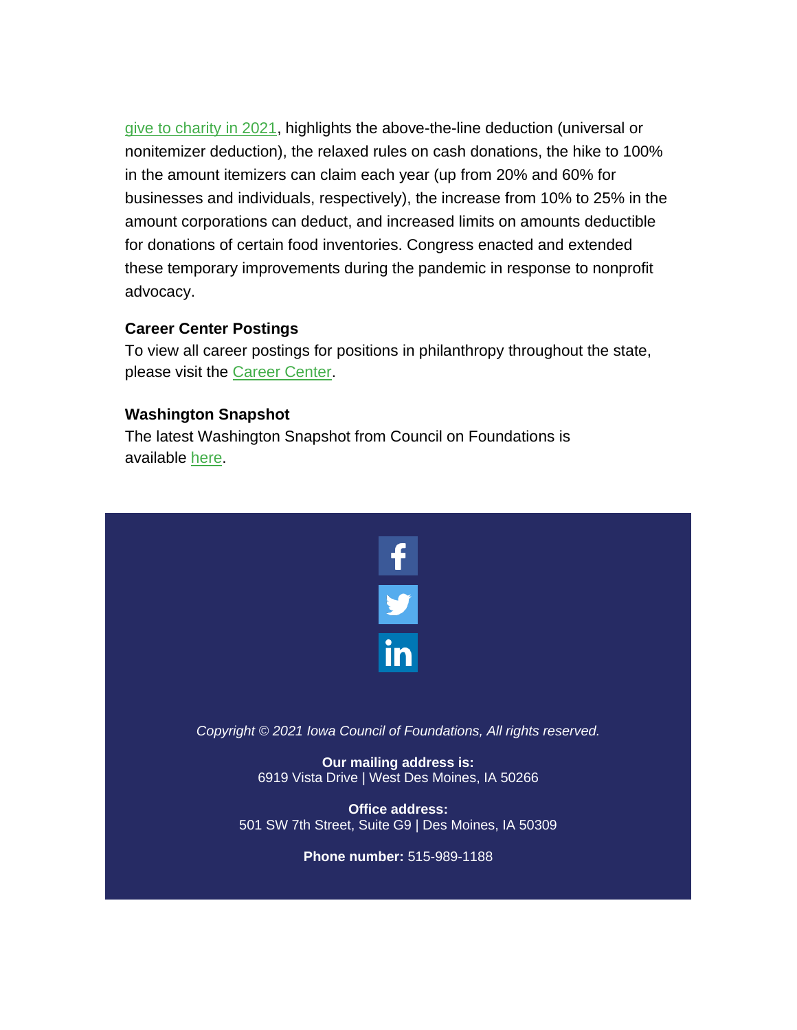give to charity in 2021, highlights the above-the-line deduction (universal or nonitemizer deduction), the relaxed rules on cash donations, the hike to 100% in the amount itemizers can claim each year (up from 20% and 60% for businesses and individuals, respectively), the increase from 10% to 25% in the amount corporations can deduct, and increased limits on amounts deductible for donations of certain food inventories. Congress enacted and extended these temporary improvements during the pandemic in response to nonprofit advocacy.

**Career Center Postings**
To view all career postings for positions in philanthropy throughout the state, please visit the Career Center.

**Washington Snapshot**
The latest Washington Snapshot from Council on Foundations is available here.

*Copyright © 2021 Iowa Council of Foundations, All rights reserved.*

**Our mailing address is:**
6919 Vista Drive | West Des Moines, IA 50266

**Office address:**
501 SW 7th Street, Suite G9 | Des Moines, IA 50309

**Phone number:** 515-989-1188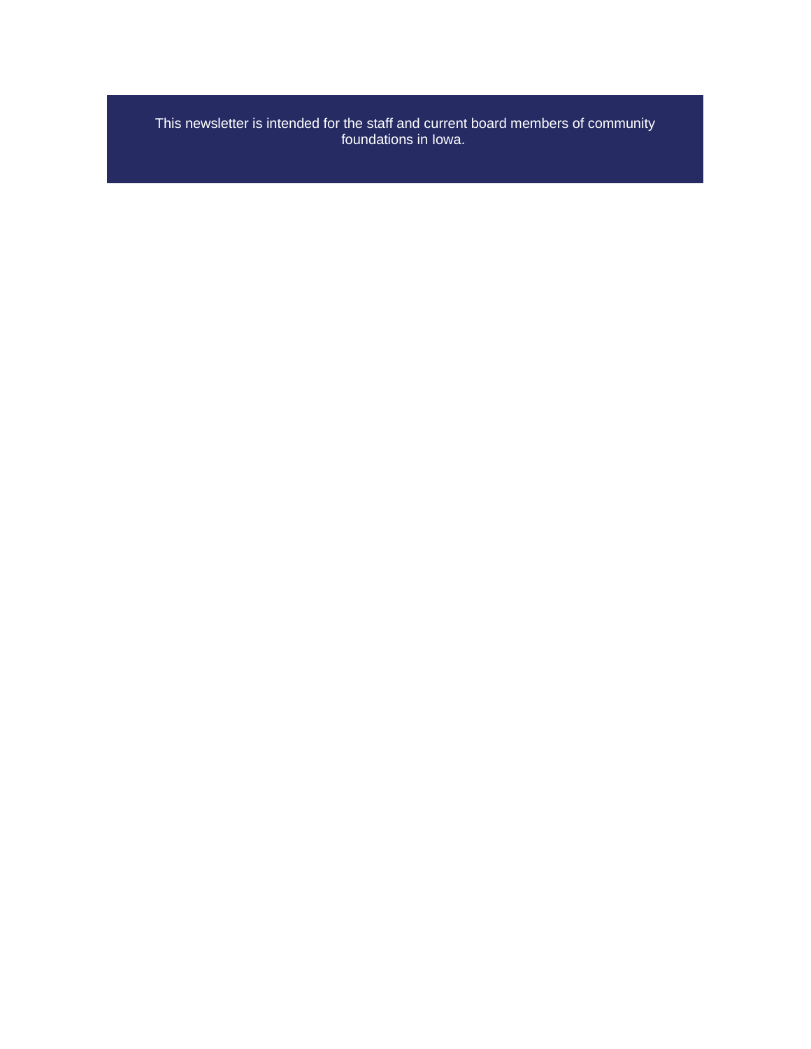This newsletter is intended for the staff and current board members of community foundations in Iowa.